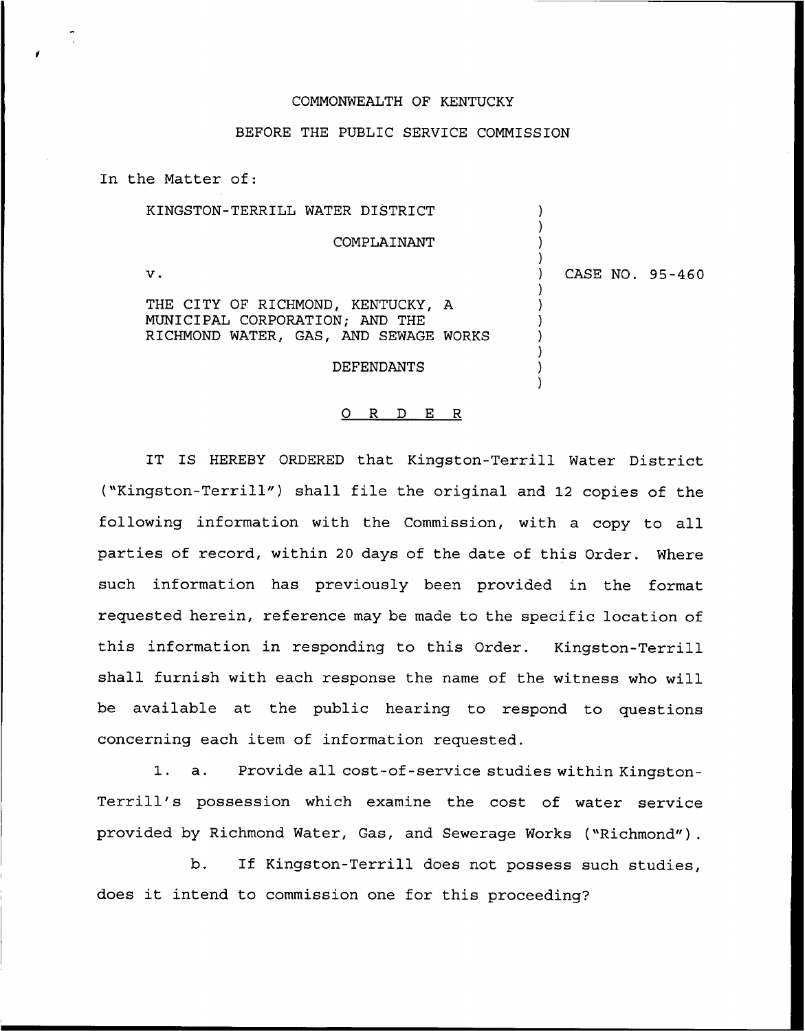COMMONWEALTH OF KENTUCKY

BEFORE THE PUBLIC SERVICE COMMISSION

In the Matter of:

| | | |
|---|---|---|
| KINGSTON-TERRILL WATER DISTRICT<br><br>COMPLAINANT<br><br>v.<br><br>THE CITY OF RICHMOND, KENTUCKY, A MUNICIPAL CORPORATION; AND THE RICHMOND WATER, GAS, AND SEWAGE WORKS<br><br>DEFENDANTS | ) | CASE NO. 95-460 |

# O R D E R

IT IS HEREBY ORDERED that Kingston-Terrill Water District ("Kingston-Terrill") shall file the original and 12 copies of the following information with the Commission, with a copy to all parties of record, within 20 days of the date of this Order. Where such information has previously been provided in the format requested herein, reference may be made to the specific location of this information in responding to this Order. Kingston-Terrill shall furnish with each response the name of the witness who will be available at the public hearing to respond to questions concerning each item of information requested.

1. a. Provide all cost-of-service studies within Kingston-Terrill's possession which examine the cost of water service provided by Richmond Water, Gas, and Sewerage Works ("Richmond").

   b. If Kingston-Terrill does not possess such studies, does it intend to commission one for this proceeding?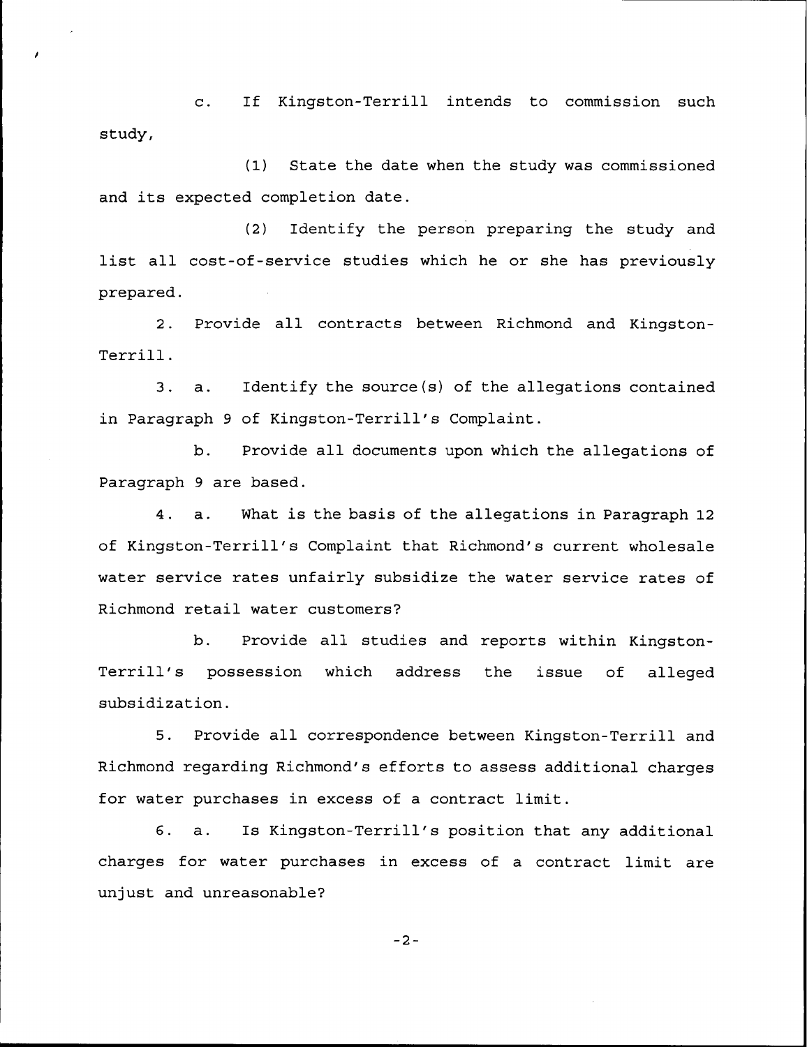c. If Kingston-Terrill intends to commission such study,

(1) State the date when the study was commissioned and its expected completion date.

(2) Identify the person preparing the study and list all cost-of-service studies which he or she has previously prepared.

2. Provide all contracts between Richmond and Kingston-Terrill.

3. a. Identify the source(s) of the allegations contained in Paragraph 9 of Kingston-Terrill's Complaint.

b. Provide all documents upon which the allegations of Paragraph 9 are based.

4. a. What is the basis of the allegations in Paragraph 12 of Kingston-Terrill's Complaint that Richmond's current wholesale water service rates unfairly subsidize the water service rates of Richmond retail water customers?

b. Provide all studies and reports within Kingston-Terrill's possession which address the issue of alleged subsidization.

5. Provide all correspondence between Kingston-Terrill and Richmond regarding Richmond's efforts to assess additional charges for water purchases in excess of a contract limit.

6. a. Is Kingston-Terrill's position that any additional charges for water purchases in excess of a contract limit are unjust and unreasonable?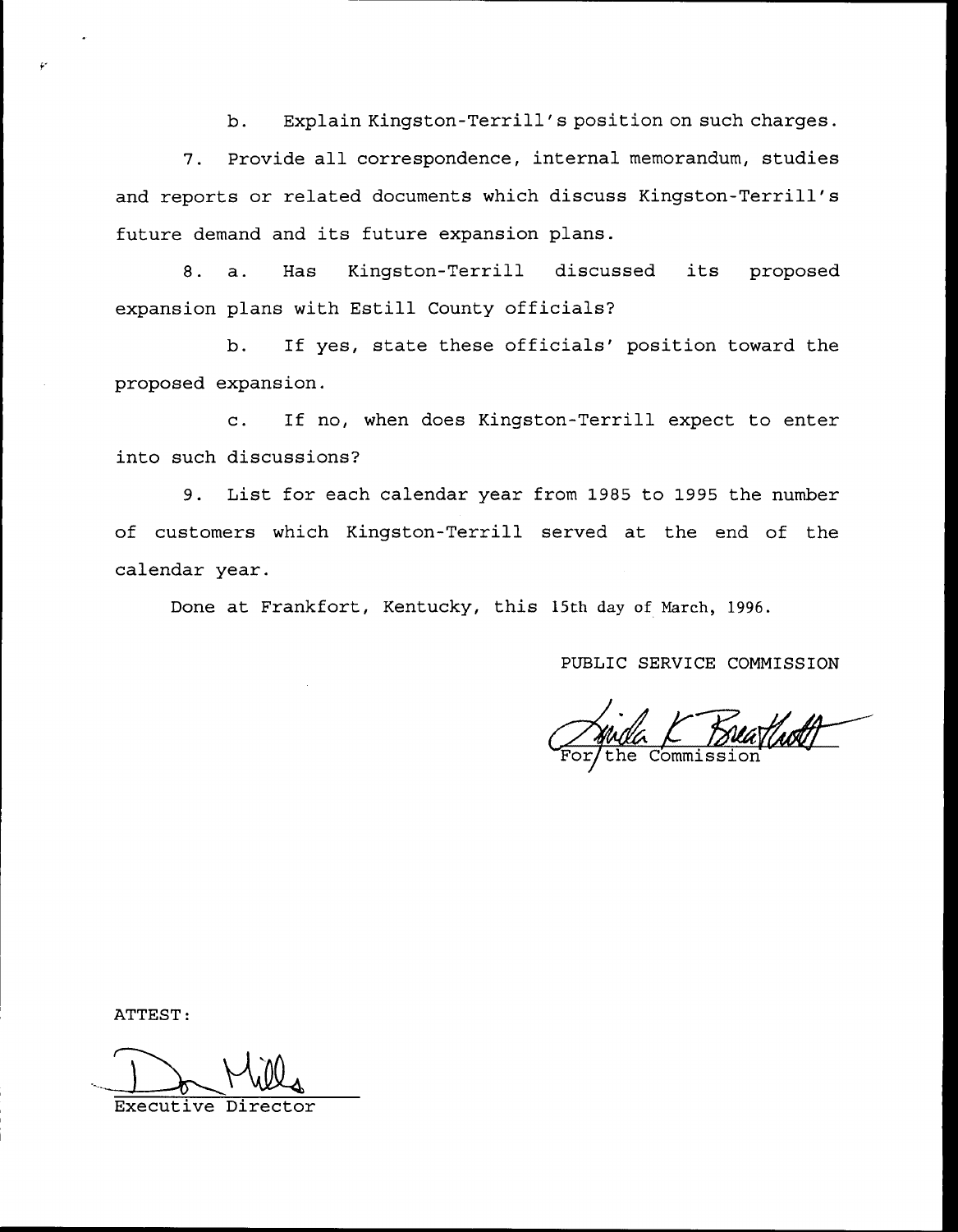b. Explain Kingston-Terrill's position on such charges.

7. Provide all correspondence, internal memorandum, studies and reports or related documents which discuss Kingston-Terrill's future demand and its future expansion plans.

8. a. Has Kingston-Terrill discussed its proposed expansion plans with Estill County officials?

b. If yes, state these officials' position toward the proposed expansion.

c. If no, when does Kingston-Terrill expect to enter into such discussions?

9. List for each calendar year from 1985 to 1995 the number of customers which Kingston-Terrill served at the end of the calendar year.

Done at Frankfort, Kentucky, this 15th day of March, 1996.

PUBLIC SERVICE COMMISSION

For the Commission

ATTEST:

Executive Director